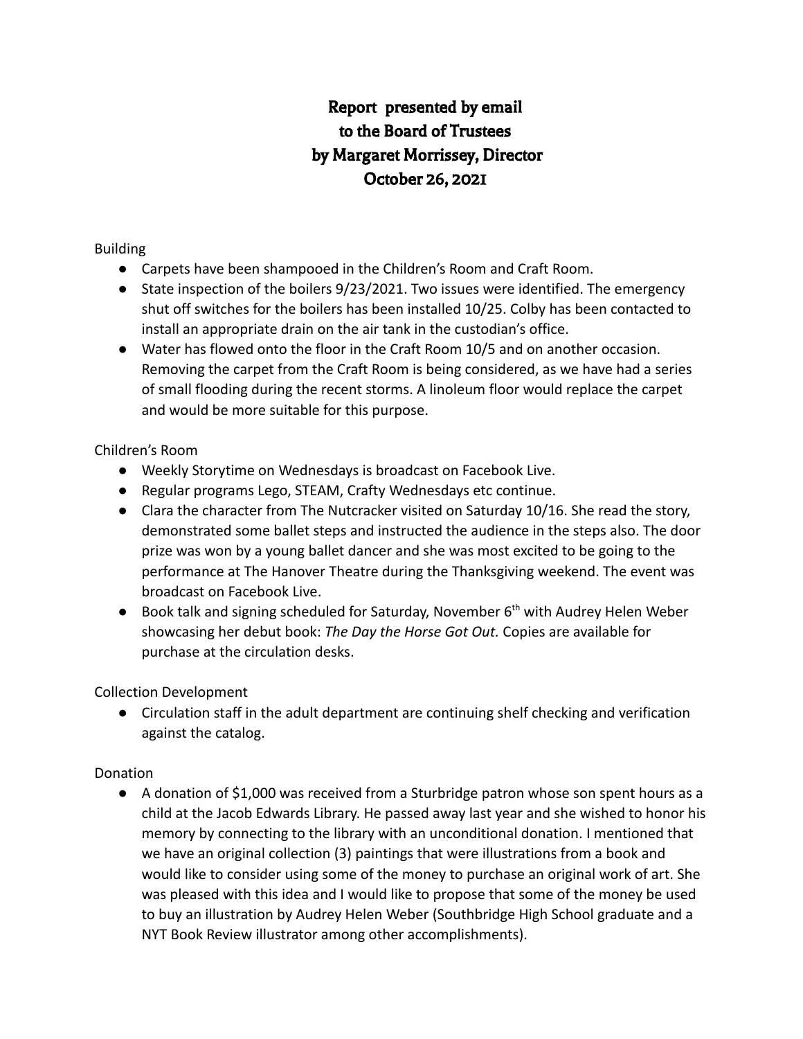# Report presented by email to the Board of Trustees by Margaret Morrissey, Director October 26, 2021

Building

- Carpets have been shampooed in the Children's Room and Craft Room.
- State inspection of the boilers 9/23/2021. Two issues were identified. The emergency shut off switches for the boilers has been installed 10/25. Colby has been contacted to install an appropriate drain on the air tank in the custodian's office.
- Water has flowed onto the floor in the Craft Room 10/5 and on another occasion. Removing the carpet from the Craft Room is being considered, as we have had a series of small flooding during the recent storms. A linoleum floor would replace the carpet and would be more suitable for this purpose.

Children's Room

- Weekly Storytime on Wednesdays is broadcast on Facebook Live.
- Regular programs Lego, STEAM, Crafty Wednesdays etc continue.
- Clara the character from The Nutcracker visited on Saturday 10/16. She read the story, demonstrated some ballet steps and instructed the audience in the steps also. The door prize was won by a young ballet dancer and she was most excited to be going to the performance at The Hanover Theatre during the Thanksgiving weekend. The event was broadcast on Facebook Live.
- Book talk and signing scheduled for Saturday, November 6th with Audrey Helen Weber showcasing her debut book: *The Day the Horse Got Out.* Copies are available for purchase at the circulation desks.

Collection Development

- Circulation staff in the adult department are continuing shelf checking and verification against the catalog.

Donation

- A donation of $1,000 was received from a Sturbridge patron whose son spent hours as a child at the Jacob Edwards Library. He passed away last year and she wished to honor his memory by connecting to the library with an unconditional donation. I mentioned that we have an original collection (3) paintings that were illustrations from a book and would like to consider using some of the money to purchase an original work of art. She was pleased with this idea and I would like to propose that some of the money be used to buy an illustration by Audrey Helen Weber (Southbridge High School graduate and a NYT Book Review illustrator among other accomplishments).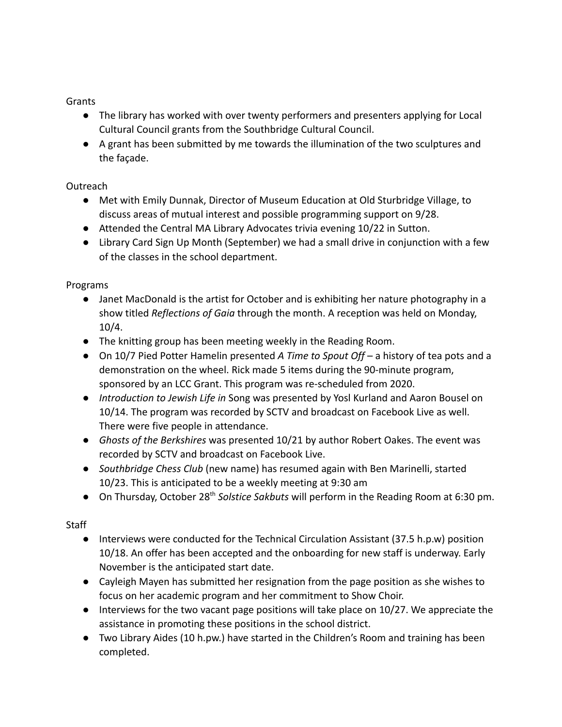Grants

- The library has worked with over twenty performers and presenters applying for Local Cultural Council grants from the Southbridge Cultural Council.
- A grant has been submitted by me towards the illumination of the two sculptures and the façade.

Outreach

- Met with Emily Dunnak, Director of Museum Education at Old Sturbridge Village, to discuss areas of mutual interest and possible programming support on 9/28.
- Attended the Central MA Library Advocates trivia evening 10/22 in Sutton.
- Library Card Sign Up Month (September) we had a small drive in conjunction with a few of the classes in the school department.

Programs

- Janet MacDonald is the artist for October and is exhibiting her nature photography in a show titled *Reflections of Gaia* through the month. A reception was held on Monday, 10/4.
- The knitting group has been meeting weekly in the Reading Room.
- On 10/7 Pied Potter Hamelin presented *A Time to Spout Off* – a history of tea pots and a demonstration on the wheel. Rick made 5 items during the 90-minute program, sponsored by an LCC Grant. This program was re-scheduled from 2020.
- *Introduction to Jewish Life in* Song was presented by Yosl Kurland and Aaron Bousel on 10/14. The program was recorded by SCTV and broadcast on Facebook Live as well. There were five people in attendance.
- *Ghosts of the Berkshires* was presented 10/21 by author Robert Oakes. The event was recorded by SCTV and broadcast on Facebook Live.
- *Southbridge Chess Club* (new name) has resumed again with Ben Marinelli, started 10/23. This is anticipated to be a weekly meeting at 9:30 am
- On Thursday, October 28th *Solstice Sakbuts* will perform in the Reading Room at 6:30 pm.

Staff

- Interviews were conducted for the Technical Circulation Assistant (37.5 h.p.w) position 10/18. An offer has been accepted and the onboarding for new staff is underway. Early November is the anticipated start date.
- Cayleigh Mayen has submitted her resignation from the page position as she wishes to focus on her academic program and her commitment to Show Choir.
- Interviews for the two vacant page positions will take place on 10/27. We appreciate the assistance in promoting these positions in the school district.
- Two Library Aides (10 h.pw.) have started in the Children's Room and training has been completed.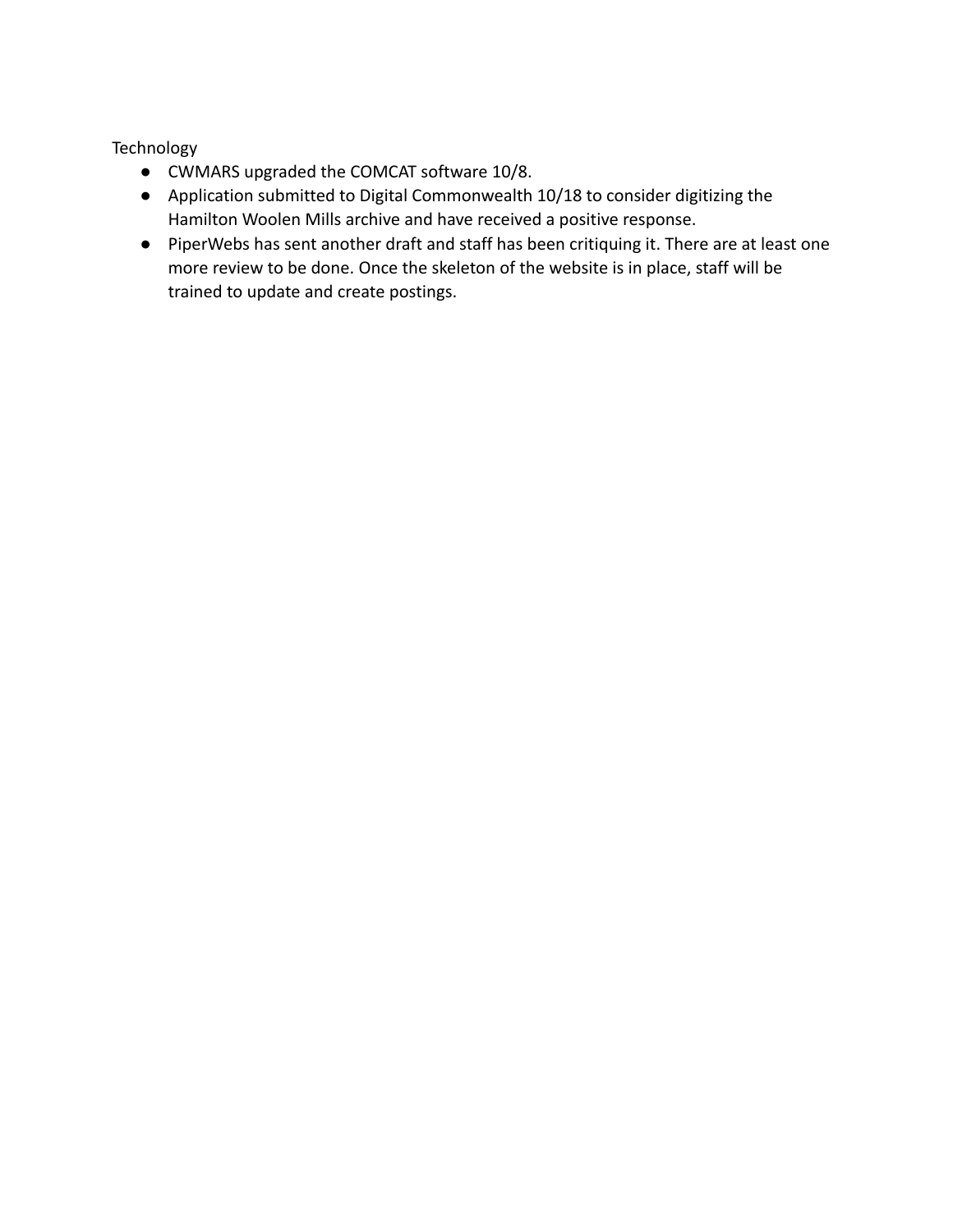Technology

- CWMARS upgraded the COMCAT software 10/8.
- Application submitted to Digital Commonwealth 10/18 to consider digitizing the Hamilton Woolen Mills archive and have received a positive response.
- PiperWebs has sent another draft and staff has been critiquing it. There are at least one more review to be done. Once the skeleton of the website is in place, staff will be trained to update and create postings.